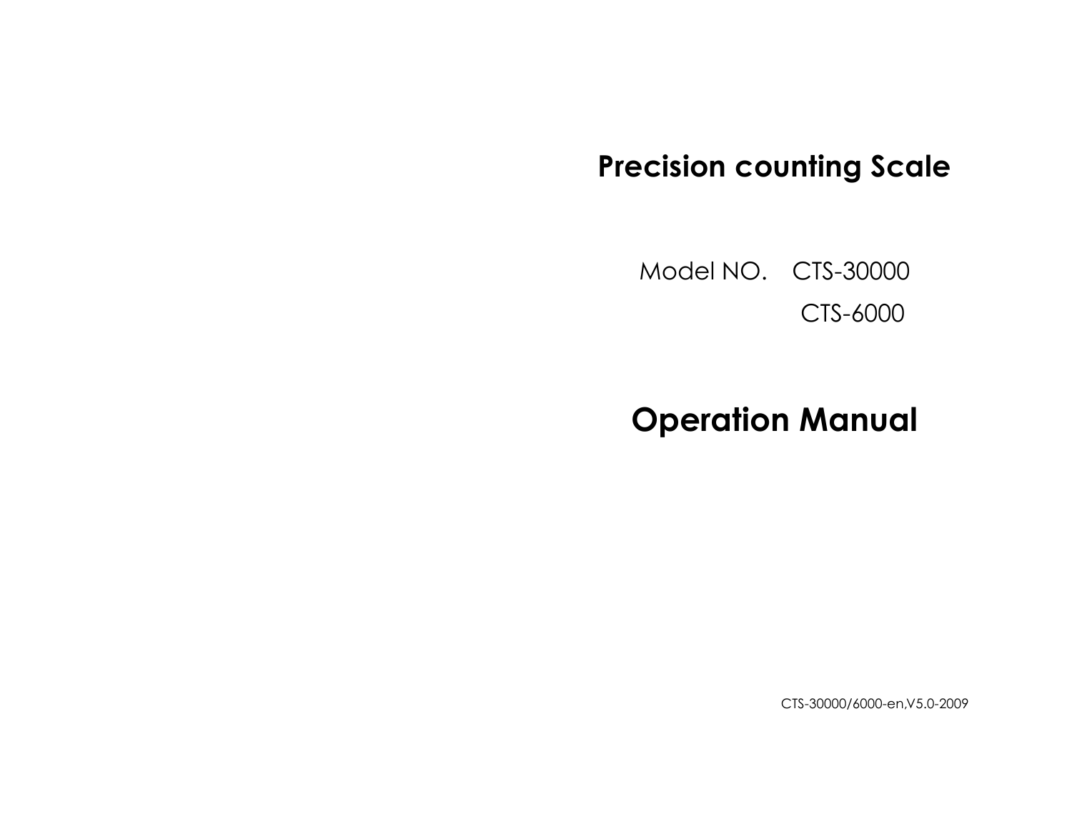# Precision counting Scale

Model NO. CTS-30000

CTS-6000

# Operation Manual

CTS-30000/6000-en,V5.0-2009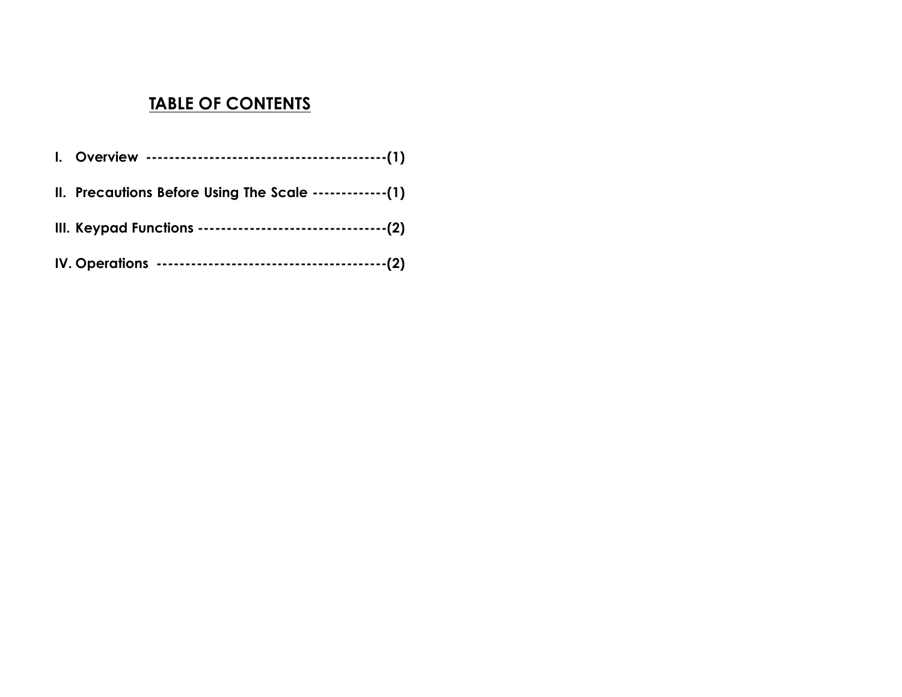# TABLE OF CONTENTS

**I. Overview ------------------------------------------(1)**

**II. Precautions Before Using The Scale -------------(1)**

**III. Keypad Functions --------------------------------(2)**

**IV. Operations ---------------------------------------(2)**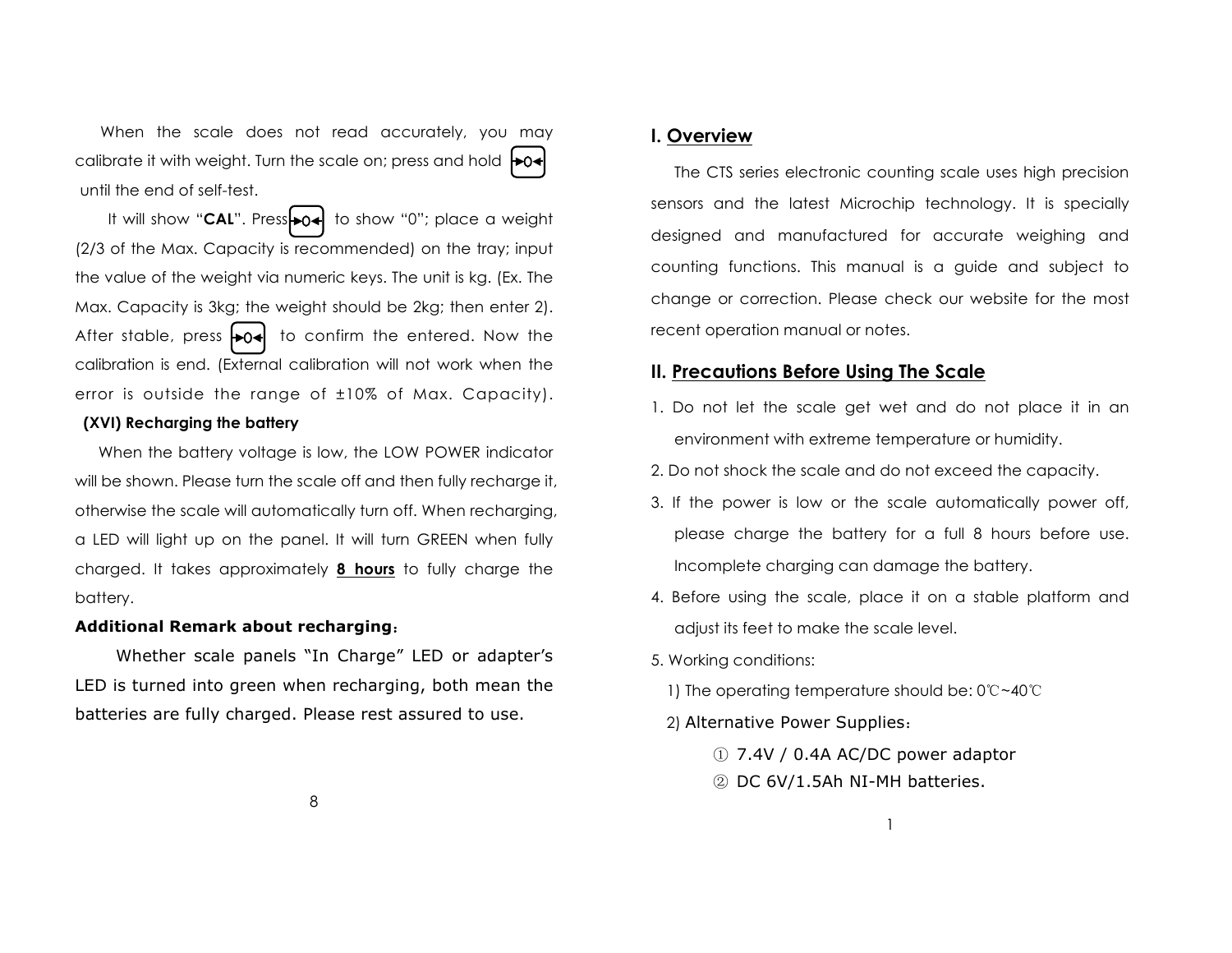When the scale does not read accurately, you may calibrate it with weight. Turn the scale on; press and hold [→0←] until the end of self-test.

It will show "**CAL**". Press [→0←] to show "0"; place a weight (2/3 of the Max. Capacity is recommended) on the tray; input the value of the weight via numeric keys. The unit is kg. (Ex. The Max. Capacity is 3kg; the weight should be 2kg; then enter 2). After stable, press [→0←] to confirm the entered. Now the calibration is end. (External calibration will not work when the error is outside the range of ±10% of Max. Capacity).

### (XVI) Recharging the battery

When the battery voltage is low, the LOW POWER indicator will be shown. Please turn the scale off and then fully recharge it, otherwise the scale will automatically turn off. When recharging, a LED will light up on the panel. It will turn GREEN when fully charged. It takes approximately **8 hours** to fully charge the battery.

**Additional Remark about recharging：**

Whether scale panels "In Charge" LED or adapter's LED is turned into green when recharging, both mean the batteries are fully charged. Please rest assured to use.

## I. Overview

The CTS series electronic counting scale uses high precision sensors and the latest Microchip technology. It is specially designed and manufactured for accurate weighing and counting functions. This manual is a guide and subject to change or correction. Please check our website for the most recent operation manual or notes.

## II. Precautions Before Using The Scale

1. Do not let the scale get wet and do not place it in an environment with extreme temperature or humidity.
2. Do not shock the scale and do not exceed the capacity.
3. If the power is low or the scale automatically power off, please charge the battery for a full 8 hours before use. Incomplete charging can damage the battery.
4. Before using the scale, place it on a stable platform and adjust its feet to make the scale level.
5. Working conditions:
   1) The operating temperature should be: 0℃~40℃
   2) Alternative Power Supplies：
      ① 7.4V / 0.4A AC/DC power adaptor
      ② DC 6V/1.5Ah NI-MH batteries.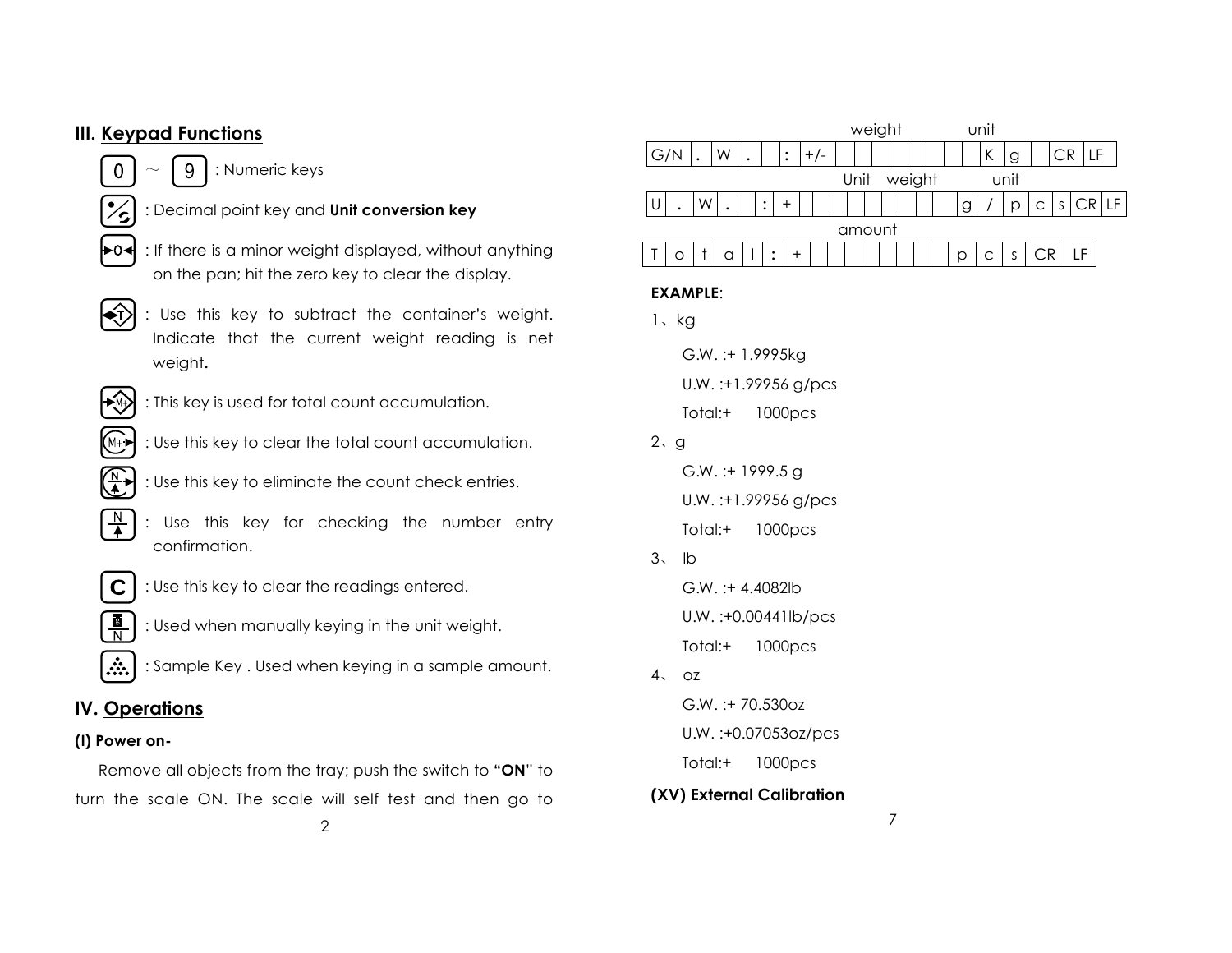## III. Keypad Functions

- 0 ~ 9 : Numeric keys
- : Decimal point key and **Unit conversion key**
- : If there is a minor weight displayed, without anything on the pan; hit the zero key to clear the display.
- : Use this key to subtract the container's weight. Indicate that the current weight reading is net weight**.**
- : This key is used for total count accumulation.
- : Use this key to clear the total count accumulation.
- : Use this key to eliminate the count check entries.
- : Use this key for checking the number entry confirmation.
- C : Use this key to clear the readings entered.
- : Used when manually keying in the unit weight.
- : Sample Key . Used when keying in a sample amount.

## IV. Operations

**(I) Power on-**

Remove all objects from the tray; push the switch to **"ON"** to turn the scale ON. The scale will self test and then go to

| | | | | | | | | | | | | | | | | | | | | |
|---|---|---|---|---|---|---|---|---|---|---|---|---|---|---|---|---|---|---|---|---|
| | | | | | | | | weight | | | | | | unit | | | | | | |
| G/N | . | W | . | | : | +/- | | | | | | | | | K | g | | CR | LF | |

| | | | | | | | | | | | | | | | | | | | | |
|---|---|---|---|---|---|---|---|---|---|---|---|---|---|---|---|---|---|---|---|---|
| | | | | | | | Unit weight | | | | | | | | unit | | | | | |
| U | . | W | . | | : | + | | | | | | | | | g | / | p | c | s | CR | LF |

| | | | | | | | | | | | | | | | | | | | |
|---|---|---|---|---|---|---|---|---|---|---|---|---|---|---|---|---|---|---|---|
| | | | | | | | | amount | | | | | | | | | | | |
| T | o | t | a | l | : | + | | | | | | | | | p | c | s | CR | LF |

**EXAMPLE**:

1、kg

G.W. :+ 1.9995kg

U.W. :+1.99956 g/pcs

Total:+ 1000pcs

2、g

G.W. :+ 1999.5 g

U.W. :+1.99956 g/pcs

Total:+ 1000pcs

3、 lb

G.W. :+ 4.4082lb

U.W. :+0.00441lb/pcs

Total:+ 1000pcs

4、 oz

G.W. :+ 70.530oz

U.W. :+0.07053oz/pcs

Total:+ 1000pcs

### (XV) External Calibration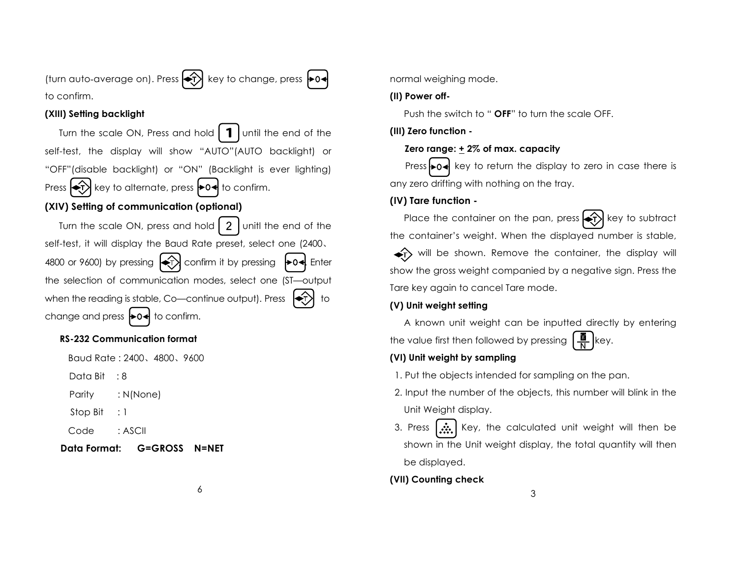(turn auto-average on). Press [T] key to change, press [→0←] to confirm.

**(XIII) Setting backlight**

Turn the scale ON, Press and hold [1] until the end of the self-test, the display will show "AUTO"(AUTO backlight) or "OFF"(disable backlight) or "ON" (Backlight is ever lighting) Press [T] key to alternate, press [→0←] to confirm.

**(XIV) Setting of communication (optional)**

Turn the scale ON, press and hold [2] unitl the end of the self-test, it will display the Baud Rate preset, select one (2400、4800 or 9600) by pressing [T] confirm it by pressing [→0←]. Enter the selection of communication modes, select one (ST—output when the reading is stable, Co—continue output). Press [T] to change and press [→0←] to confirm.

**RS-232 Communication format**

Baud Rate : 2400、4800、9600

Data Bit : 8

Parity : N(None)

Stop Bit : 1

Code : ASCII

**Data Format: G=GROSS N=NET**

normal weighing mode.

**(II) Power off-**

Push the switch to " **OFF**" to turn the scale OFF.

**(III) Zero function -**

**Zero range: ± 2% of max. capacity**

Press [→0←] key to return the display to zero in case there is any zero drifting with nothing on the tray.

**(IV) Tare function -**

Place the container on the pan, press [T] key to subtract the container's weight. When the displayed number is stable, [T] will be shown. Remove the container, the display will show the gross weight companied by a negative sign. Press the Tare key again to cancel Tare mode.

**(V) Unit weight setting**

A known unit weight can be inputted directly by entering the value first then followed by pressing [W/N] key.

**(VI) Unit weight by sampling**

1. Put the objects intended for sampling on the pan.
2. Input the number of the objects, this number will blink in the Unit Weight display.
3. Press [∴] Key, the calculated unit weight will then be shown in the Unit weight display, the total quantity will then be displayed.

**(VII) Counting check**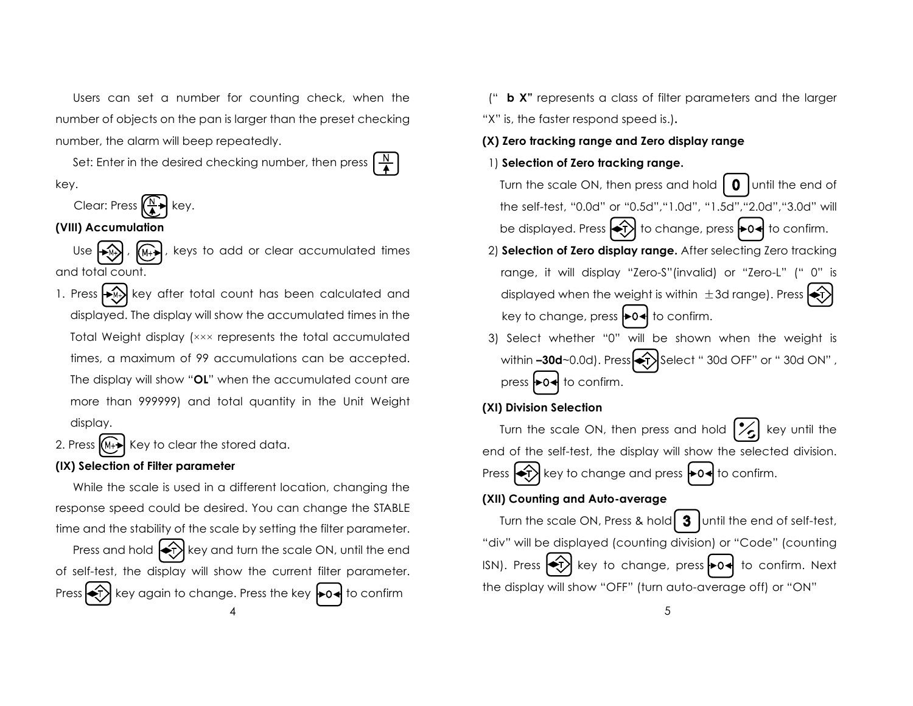Users can set a number for counting check, when the number of objects on the pan is larger than the preset checking number, the alarm will beep repeatedly.

Set: Enter in the desired checking number, then press [N] key.

Clear: Press [N] key.

**(VIII) Accumulation**

Use [M+], [M+], keys to add or clear accumulated times and total count.

1. Press [M+] key after total count has been calculated and displayed. The display will show the accumulated times in the Total Weight display (××× represents the total accumulated times, a maximum of 99 accumulations can be accepted. The display will show "**OL**" when the accumulated count are more than 999999) and total quantity in the Unit Weight display.
2. Press [M+] Key to clear the stored data.

**(IX) Selection of Filter parameter**

While the scale is used in a different location, changing the response speed could be desired. You can change the STABLE time and the stability of the scale by setting the filter parameter.

Press and hold [T] key and turn the scale ON, until the end of self-test, the display will show the current filter parameter. Press [T] key again to change. Press the key [0] to confirm ("**b X"** represents a class of filter parameters and the larger "X" is, the faster respond speed is.)**.**

**(X) Zero tracking range and Zero display range**

1) **Selection of Zero tracking range.**

Turn the scale ON, then press and hold [0] until the end of the self-test, "0.0d" or "0.5d","1.0d", "1.5d","2.0d","3.0d" will be displayed. Press [T] to change, press [0] to confirm.

2) **Selection of Zero display range.** After selecting Zero tracking range, it will display "Zero-S"(invalid) or "Zero-L" (" 0" is displayed when the weight is within ±3d range). Press [T] key to change, press [0] to confirm.

3) Select whether "0" will be shown when the weight is within **–30d**~0.0d). Press [T] Select " 30d OFF" or " 30d ON" , press [0] to confirm.

**(XI) Division Selection**

Turn the scale ON, then press and hold [%] key until the end of the self-test, the display will show the selected division. Press [T] key to change and press [0] to confirm.

**(XII) Counting and Auto-average**

Turn the scale ON, Press & hold [3] until the end of self-test, "div" will be displayed (counting division) or "Code" (counting ISN). Press [T] key to change, press [0] to confirm. Next the display will show "OFF" (turn auto-average off) or "ON"